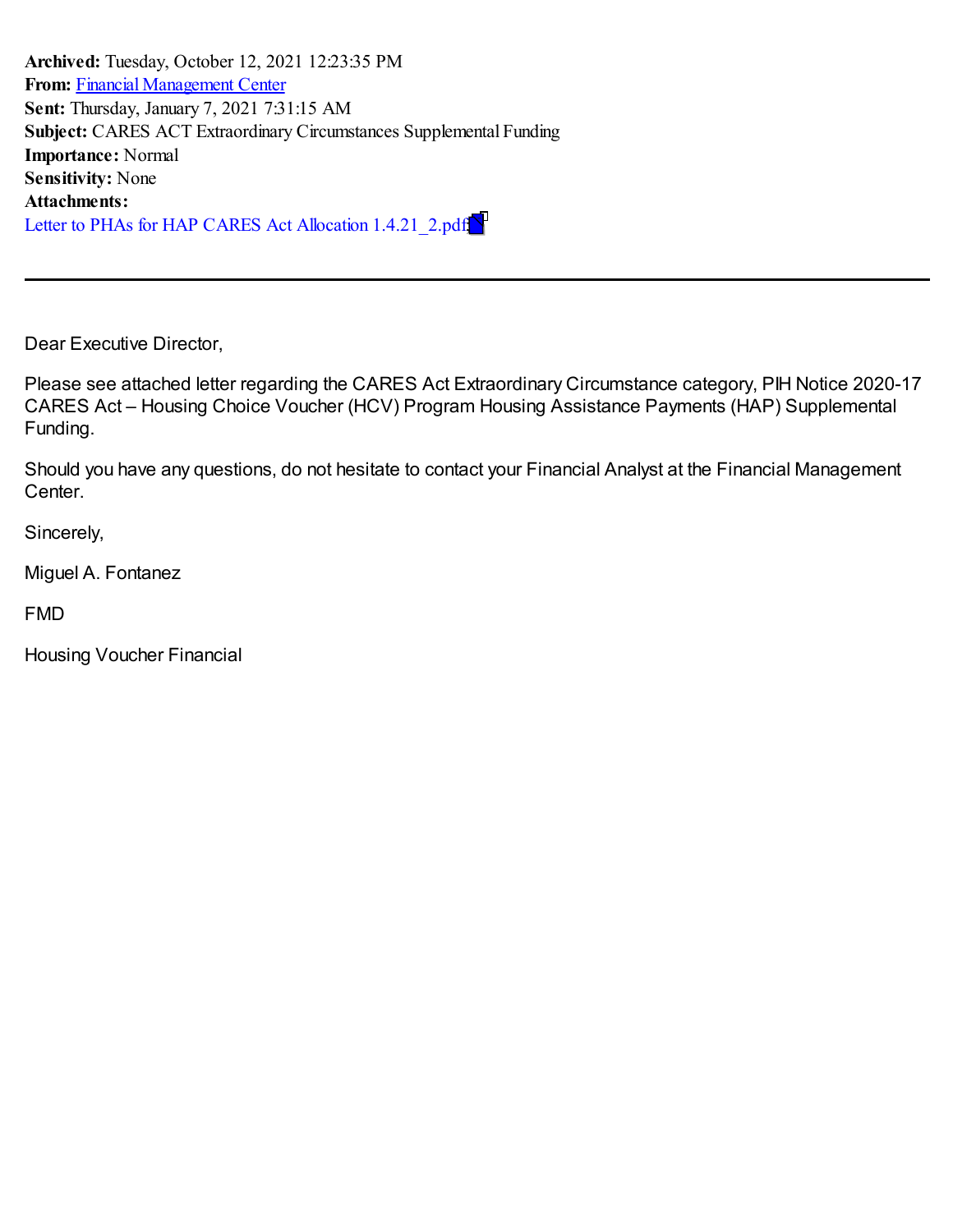**Archived:** Tuesday, October 12, 2021 12:23:35 PM
**From:** Financial Management Center
**Sent:** Thursday, January 7, 2021 7:31:15 AM
**Subject:** CARES ACT Extraordinary Circumstances Supplemental Funding
**Importance:** Normal
**Sensitivity:** None
**Attachments:**
Letter to PHAs for HAP CARES Act Allocation 1.4.21_2.pdf

---

Dear Executive Director,

Please see attached letter regarding the CARES Act Extraordinary Circumstance category, PIH Notice 2020-17 CARES Act – Housing Choice Voucher (HCV) Program Housing Assistance Payments (HAP) Supplemental Funding.

Should you have any questions, do not hesitate to contact your Financial Analyst at the Financial Management Center.

Sincerely,

Miguel A. Fontanez

FMD

Housing Voucher Financial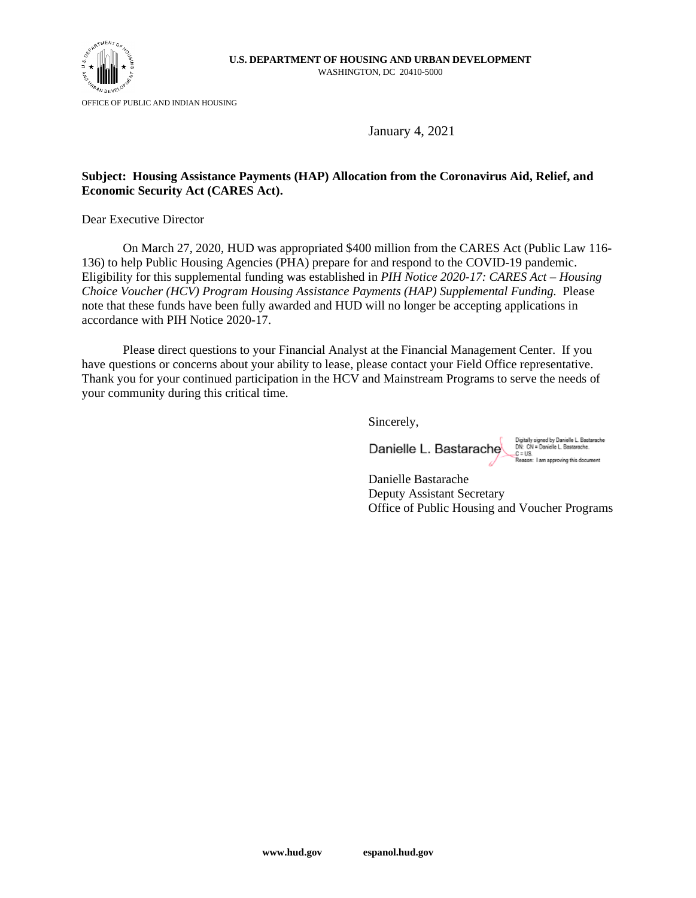**U.S. DEPARTMENT OF HOUSING AND URBAN DEVELOPMENT**
WASHINGTON, DC 20410-5000

OFFICE OF PUBLIC AND INDIAN HOUSING

January 4, 2021

**Subject: Housing Assistance Payments (HAP) Allocation from the Coronavirus Aid, Relief, and Economic Security Act (CARES Act).**

Dear Executive Director

On March 27, 2020, HUD was appropriated $400 million from the CARES Act (Public Law 116-136) to help Public Housing Agencies (PHA) prepare for and respond to the COVID-19 pandemic. Eligibility for this supplemental funding was established in *PIH Notice 2020-17: CARES Act – Housing Choice Voucher (HCV) Program Housing Assistance Payments (HAP) Supplemental Funding.* Please note that these funds have been fully awarded and HUD will no longer be accepting applications in accordance with PIH Notice 2020-17.

Please direct questions to your Financial Analyst at the Financial Management Center. If you have questions or concerns about your ability to lease, please contact your Field Office representative. Thank you for your continued participation in the HCV and Mainstream Programs to serve the needs of your community during this critical time.

Sincerely,

Danielle L. Bastarache

Digitally signed by Danielle L. Bastarache
DN: CN = Danielle L. Bastarache,
C = US,
Reason: I am approving this document

Danielle Bastarache
Deputy Assistant Secretary
Office of Public Housing and Voucher Programs

www.hud.gov espanol.hud.gov